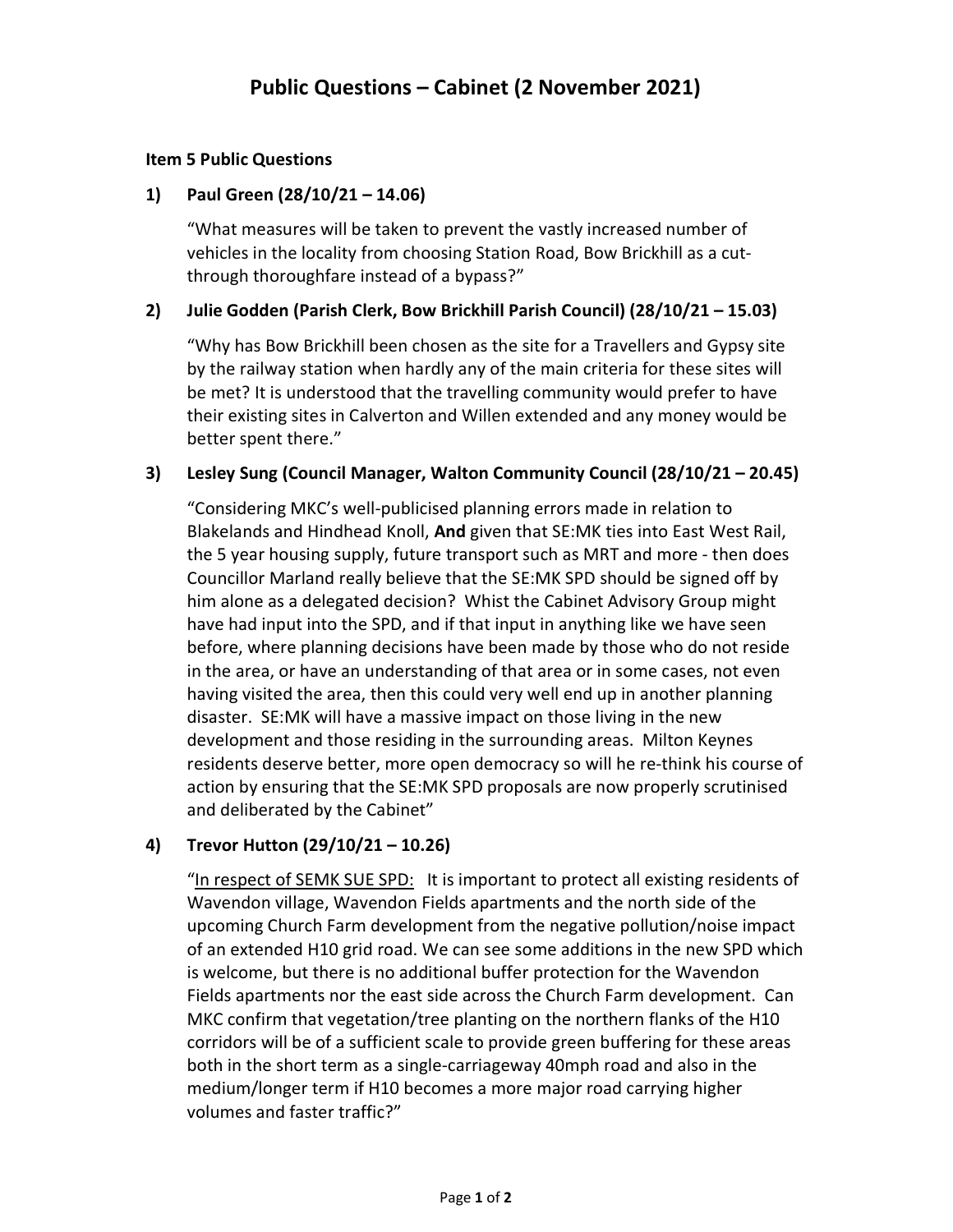# Public Questions – Cabinet (2 November 2021)

**Item 5 Public Questions**

**1) Paul Green (28/10/21 – 14.06)**

"What measures will be taken to prevent the vastly increased number of vehicles in the locality from choosing Station Road, Bow Brickhill as a cut-through thoroughfare instead of a bypass?"

**2) Julie Godden (Parish Clerk, Bow Brickhill Parish Council) (28/10/21 – 15.03)**

"Why has Bow Brickhill been chosen as the site for a Travellers and Gypsy site by the railway station when hardly any of the main criteria for these sites will be met? It is understood that the travelling community would prefer to have their existing sites in Calverton and Willen extended and any money would be better spent there."

**3) Lesley Sung (Council Manager, Walton Community Council (28/10/21 – 20.45)**

"Considering MKC's well-publicised planning errors made in relation to Blakelands and Hindhead Knoll, **And** given that SE:MK ties into East West Rail, the 5 year housing supply, future transport such as MRT and more - then does Councillor Marland really believe that the SE:MK SPD should be signed off by him alone as a delegated decision? Whist the Cabinet Advisory Group might have had input into the SPD, and if that input in anything like we have seen before, where planning decisions have been made by those who do not reside in the area, or have an understanding of that area or in some cases, not even having visited the area, then this could very well end up in another planning disaster. SE:MK will have a massive impact on those living in the new development and those residing in the surrounding areas. Milton Keynes residents deserve better, more open democracy so will he re-think his course of action by ensuring that the SE:MK SPD proposals are now properly scrutinised and deliberated by the Cabinet"

**4) Trevor Hutton (29/10/21 – 10.26)**

"<u>In respect of SEMK SUE SPD:</u> It is important to protect all existing residents of Wavendon village, Wavendon Fields apartments and the north side of the upcoming Church Farm development from the negative pollution/noise impact of an extended H10 grid road. We can see some additions in the new SPD which is welcome, but there is no additional buffer protection for the Wavendon Fields apartments nor the east side across the Church Farm development. Can MKC confirm that vegetation/tree planting on the northern flanks of the H10 corridors will be of a sufficient scale to provide green buffering for these areas both in the short term as a single-carriageway 40mph road and also in the medium/longer term if H10 becomes a more major road carrying higher volumes and faster traffic?"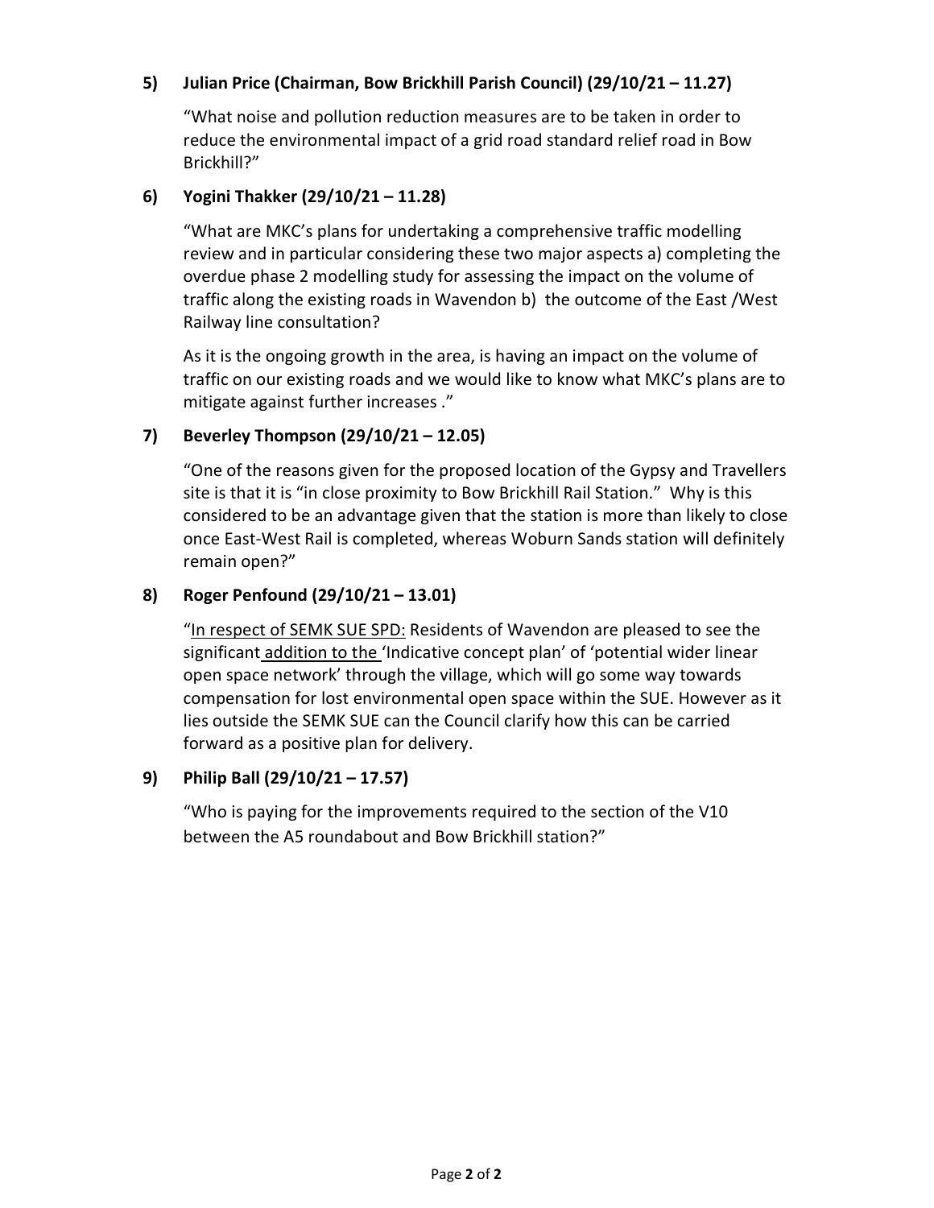**5) Julian Price (Chairman, Bow Brickhill Parish Council) (29/10/21 – 11.27)**

"What noise and pollution reduction measures are to be taken in order to reduce the environmental impact of a grid road standard relief road in Bow Brickhill?"

**6) Yogini Thakker (29/10/21 – 11.28)**

"What are MKC's plans for undertaking a comprehensive traffic modelling review and in particular considering these two major aspects a) completing the overdue phase 2 modelling study for assessing the impact on the volume of traffic along the existing roads in Wavendon b) the outcome of the East /West Railway line consultation?

As it is the ongoing growth in the area, is having an impact on the volume of traffic on our existing roads and we would like to know what MKC's plans are to mitigate against further increases ."

**7) Beverley Thompson (29/10/21 – 12.05)**

"One of the reasons given for the proposed location of the Gypsy and Travellers site is that it is "in close proximity to Bow Brickhill Rail Station." Why is this considered to be an advantage given that the station is more than likely to close once East-West Rail is completed, whereas Woburn Sands station will definitely remain open?"

**8) Roger Penfound (29/10/21 – 13.01)**

"In respect of SEMK SUE SPD: Residents of Wavendon are pleased to see the significant addition to the 'Indicative concept plan' of 'potential wider linear open space network' through the village, which will go some way towards compensation for lost environmental open space within the SUE. However as it lies outside the SEMK SUE can the Council clarify how this can be carried forward as a positive plan for delivery.

**9) Philip Ball (29/10/21 – 17.57)**

"Who is paying for the improvements required to the section of the V10 between the A5 roundabout and Bow Brickhill station?"